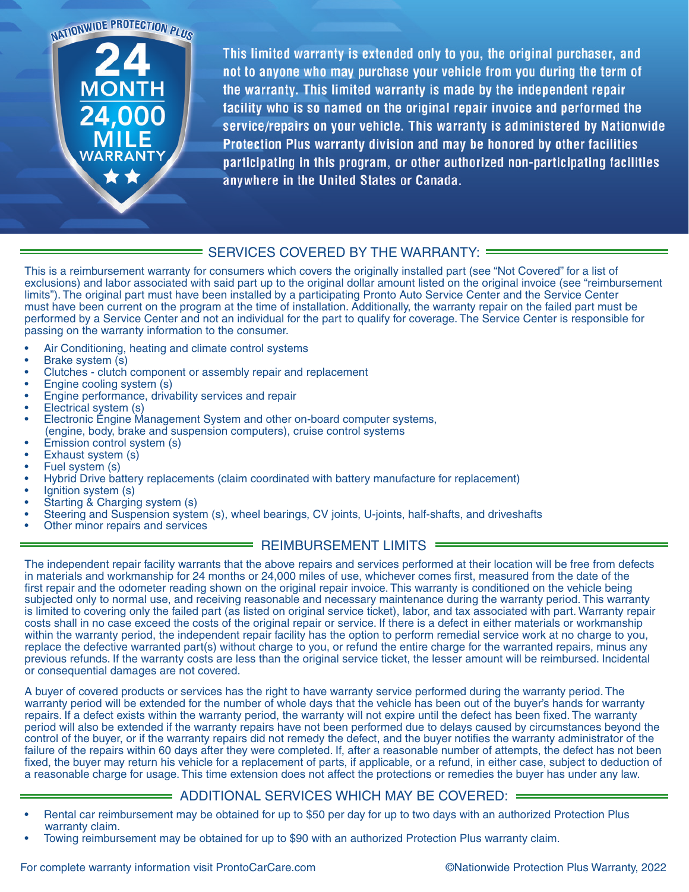**NATIONWIDE PROTECTION PLUS**

**24 MONTH 24,000 MILE WARRANTY**

**This limited warranty is extended only to you, the original purchaser, and not to anyone who may purchase your vehicle from you during the term of the warranty. This limited warranty is made by the independent repair facility who is so named on the original repair invoice and performed the service/repairs on your vehicle. This warranty is administered by Nationwide Protection Plus warranty division and may be honored by other facilities participating in this program, or other authorized non-participating facilities anywhere in the United States or Canada.**

## SERVICES COVERED BY THE WARRANTY:

This is a reimbursement warranty for consumers which covers the originally installed part (see "Not Covered" for a list of exclusions) and labor associated with said part up to the original dollar amount listed on the original invoice (see "reimbursement limits"). The original part must have been installed by a participating Pronto Auto Service Center and the Service Center must have been current on the program at the time of installation. Additionally, the warranty repair on the failed part must be performed by a Service Center and not an individual for the part to qualify for coverage. The Service Center is responsible for passing on the warranty information to the consumer.

- Air Conditioning, heating and climate control systems
- Brake system (s)
- Clutches - clutch component or assembly repair and replacement
- Engine cooling system (s)
- Engine performance, drivability services and repair
- Electrical system (s)
- Electronic Engine Management System and other on-board computer systems, (engine, body, brake and suspension computers), cruise control systems
- Emission control system (s)
- Exhaust system (s)
- Fuel system (s)
- Hybrid Drive battery replacements (claim coordinated with battery manufacture for replacement)
- Ignition system (s)
- Starting & Charging system (s)
- Steering and Suspension system (s), wheel bearings, CV joints, U-joints, half-shafts, and driveshafts
- Other minor repairs and services

## REIMBURSEMENT LIMITS

The independent repair facility warrants that the above repairs and services performed at their location will be free from defects in materials and workmanship for 24 months or 24,000 miles of use, whichever comes first, measured from the date of the first repair and the odometer reading shown on the original repair invoice. This warranty is conditioned on the vehicle being subjected only to normal use, and receiving reasonable and necessary maintenance during the warranty period. This warranty is limited to covering only the failed part (as listed on original service ticket), labor, and tax associated with part. Warranty repair costs shall in no case exceed the costs of the original repair or service. If there is a defect in either materials or workmanship within the warranty period, the independent repair facility has the option to perform remedial service work at no charge to you, replace the defective warranted part(s) without charge to you, or refund the entire charge for the warranted repairs, minus any previous refunds. If the warranty costs are less than the original service ticket, the lesser amount will be reimbursed. Incidental or consequential damages are not covered.

A buyer of covered products or services has the right to have warranty service performed during the warranty period. The warranty period will be extended for the number of whole days that the vehicle has been out of the buyer's hands for warranty repairs. If a defect exists within the warranty period, the warranty will not expire until the defect has been fixed. The warranty period will also be extended if the warranty repairs have not been performed due to delays caused by circumstances beyond the control of the buyer, or if the warranty repairs did not remedy the defect, and the buyer notifies the warranty administrator of the failure of the repairs within 60 days after they were completed. If, after a reasonable number of attempts, the defect has not been fixed, the buyer may return his vehicle for a replacement of parts, if applicable, or a refund, in either case, subject to deduction of a reasonable charge for usage. This time extension does not affect the protections or remedies the buyer has under any law.

## ADDITIONAL SERVICES WHICH MAY BE COVERED:

- Rental car reimbursement may be obtained for up to $50 per day for up to two days with an authorized Protection Plus warranty claim.
- Towing reimbursement may be obtained for up to $90 with an authorized Protection Plus warranty claim.

For complete warranty information visit ProntoCarCare.com

©Nationwide Protection Plus Warranty, 2022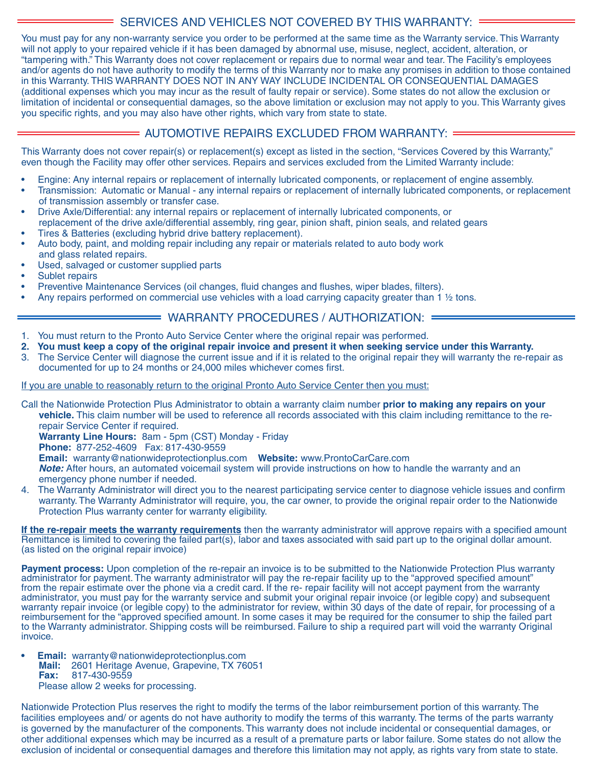## SERVICES AND VEHICLES NOT COVERED BY THIS WARRANTY:

You must pay for any non-warranty service you order to be performed at the same time as the Warranty service. This Warranty will not apply to your repaired vehicle if it has been damaged by abnormal use, misuse, neglect, accident, alteration, or "tampering with." This Warranty does not cover replacement or repairs due to normal wear and tear. The Facility's employees and/or agents do not have authority to modify the terms of this Warranty nor to make any promises in addition to those contained in this Warranty. THIS WARRANTY DOES NOT IN ANY WAY INCLUDE INCIDENTAL OR CONSEQUENTIAL DAMAGES (additional expenses which you may incur as the result of faulty repair or service). Some states do not allow the exclusion or limitation of incidental or consequential damages, so the above limitation or exclusion may not apply to you. This Warranty gives you specific rights, and you may also have other rights, which vary from state to state.

## AUTOMOTIVE REPAIRS EXCLUDED FROM WARRANTY:

This Warranty does not cover repair(s) or replacement(s) except as listed in the section, "Services Covered by this Warranty," even though the Facility may offer other services. Repairs and services excluded from the Limited Warranty include:

- Engine: Any internal repairs or replacement of internally lubricated components, or replacement of engine assembly.
- Transmission: Automatic or Manual - any internal repairs or replacement of internally lubricated components, or replacement of transmission assembly or transfer case.
- Drive Axle/Differential: any internal repairs or replacement of internally lubricated components, or replacement of the drive axle/differential assembly, ring gear, pinion shaft, pinion seals, and related gears
- Tires & Batteries (excluding hybrid drive battery replacement).
- Auto body, paint, and molding repair including any repair or materials related to auto body work and glass related repairs.
- Used, salvaged or customer supplied parts
- Sublet repairs
- Preventive Maintenance Services (oil changes, fluid changes and flushes, wiper blades, filters).
- Any repairs performed on commercial use vehicles with a load carrying capacity greater than 1 ½ tons.

## WARRANTY PROCEDURES / AUTHORIZATION:

1. You must return to the Pronto Auto Service Center where the original repair was performed.
2. **You must keep a copy of the original repair invoice and present it when seeking service under this Warranty.**
3. The Service Center will diagnose the current issue and if it is related to the original repair they will warranty the re-repair as documented for up to 24 months or 24,000 miles whichever comes first.

<u>If you are unable to reasonably return to the original Pronto Auto Service Center then you must:</u>

Call the Nationwide Protection Plus Administrator to obtain a warranty claim number **prior to making any repairs on your vehicle.** This claim number will be used to reference all records associated with this claim including remittance to the re-repair Service Center if required.

**Warranty Line Hours:** 8am - 5pm (CST) Monday - Friday
**Phone:** 877-252-4609 Fax: 817-430-9559
**Email:** warranty@nationwideprotectionplus.com **Website:** www.ProntoCarCare.com
***Note:*** After hours, an automated voicemail system will provide instructions on how to handle the warranty and an emergency phone number if needed.

4. The Warranty Administrator will direct you to the nearest participating service center to diagnose vehicle issues and confirm warranty. The Warranty Administrator will require, you, the car owner, to provide the original repair order to the Nationwide Protection Plus warranty center for warranty eligibility.

**<u>If the re-repair meets the warranty requirements</u>** then the warranty administrator will approve repairs with a specified amount Remittance is limited to covering the failed part(s), labor and taxes associated with said part up to the original dollar amount. (as listed on the original repair invoice)

**Payment process:** Upon completion of the re-repair an invoice is to be submitted to the Nationwide Protection Plus warranty administrator for payment. The warranty administrator will pay the re-repair facility up to the "approved specified amount" from the repair estimate over the phone via a credit card. If the re- repair facility will not accept payment from the warranty administrator, you must pay for the warranty service and submit your original repair invoice (or legible copy) and subsequent warranty repair invoice (or legible copy) to the administrator for review, within 30 days of the date of repair, for processing of a reimbursement for the "approved specified amount. In some cases it may be required for the consumer to ship the failed part to the Warranty administrator. Shipping costs will be reimbursed. Failure to ship a required part will void the warranty Original invoice.

- **Email:** warranty@nationwideprotectionplus.com
  **Mail:** 2601 Heritage Avenue, Grapevine, TX 76051
  **Fax:** 817-430-9559
  Please allow 2 weeks for processing.

Nationwide Protection Plus reserves the right to modify the terms of the labor reimbursement portion of this warranty. The facilities employees and/ or agents do not have authority to modify the terms of this warranty. The terms of the parts warranty is governed by the manufacturer of the components. This warranty does not include incidental or consequential damages, or other additional expenses which may be incurred as a result of a premature parts or labor failure. Some states do not allow the exclusion of incidental or consequential damages and therefore this limitation may not apply, as rights vary from state to state.